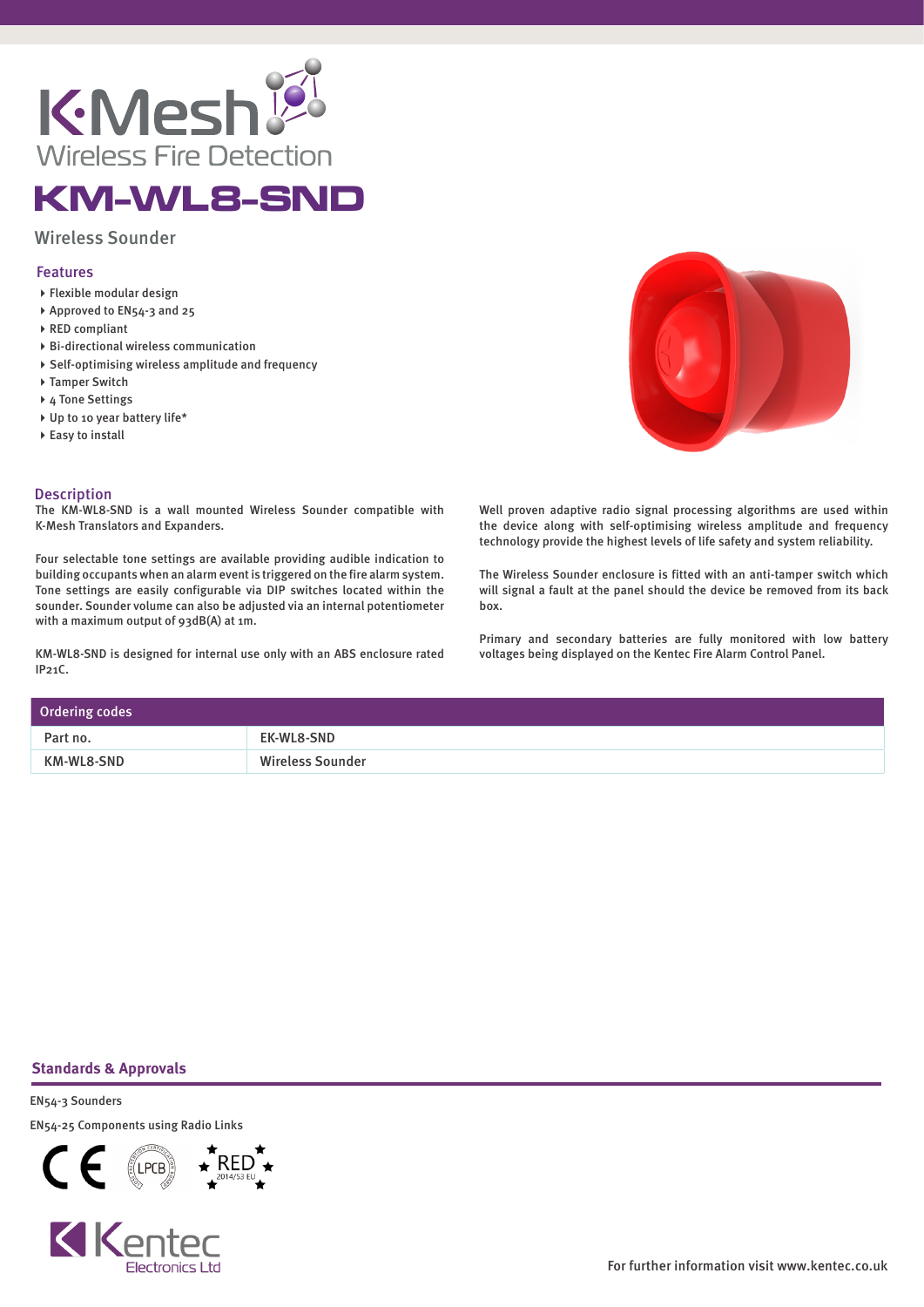# K·Mesh

Wireless Fire Detection

# KM-WL8-SND

## Wireless Sounder

### Features

- Flexible modular design
- Approved to EN54-3 and 25
- RED compliant
- Bi-directional wireless communication
- Self-optimising wireless amplitude and frequency
- Tamper Switch
- 4 Tone Settings
- Up to 10 year battery life*
- Easy to install

### Description

The KM-WL8-SND is a wall mounted Wireless Sounder compatible with K-Mesh Translators and Expanders.

Four selectable tone settings are available providing audible indication to building occupants when an alarm event is triggered on the fire alarm system. Tone settings are easily configurable via DIP switches located within the sounder. Sounder volume can also be adjusted via an internal potentiometer with a maximum output of 93dB(A) at 1m.

KM-WL8-SND is designed for internal use only with an ABS enclosure rated IP21C.

Well proven adaptive radio signal processing algorithms are used within the device along with self-optimising wireless amplitude and frequency technology provide the highest levels of life safety and system reliability.

The Wireless Sounder enclosure is fitted with an anti-tamper switch which will signal a fault at the panel should the device be removed from its back box.

Primary and secondary batteries are fully monitored with low battery voltages being displayed on the Kentec Fire Alarm Control Panel.

| Ordering codes | |
|---|---|
| Part no. | EK-WL8-SND |
| KM-WL8-SND | Wireless Sounder |

### Standards & Approvals

EN54-3 Sounders

EN54-25 Components using Radio Links

CE LPCB RED 2014/53 EU

Kentec Electronics Ltd

For further information visit www.kentec.co.uk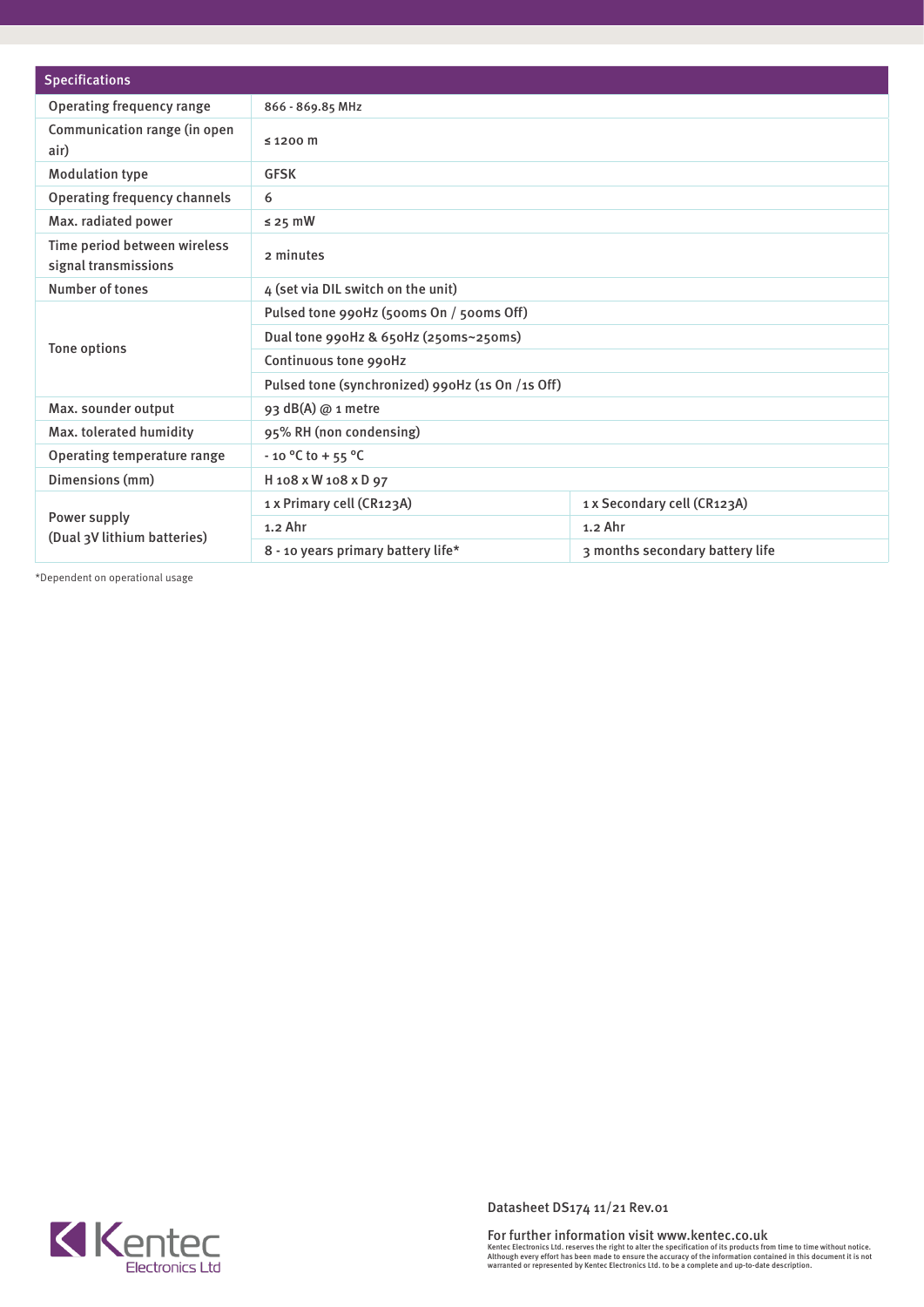| Specifications | | |
|---|---|---|
| Operating frequency range | 866 - 869.85 MHz | |
| Communication range (in open air) | ≤ 1200 m | |
| Modulation type | GFSK | |
| Operating frequency channels | 6 | |
| Max. radiated power | ≤ 25 mW | |
| Time period between wireless signal transmissions | 2 minutes | |
| Number of tones | 4 (set via DIL switch on the unit) | |
| Tone options | Pulsed tone 990Hz (500ms On / 500ms Off) | |
| | Dual tone 990Hz & 650Hz (250ms~250ms) | |
| | Continuous tone 990Hz | |
| | Pulsed tone (synchronized) 990Hz (1s On /1s Off) | |
| Max. sounder output | 93 dB(A) @ 1 metre | |
| Max. tolerated humidity | 95% RH (non condensing) | |
| Operating temperature range | - 10 °C to + 55 °C | |
| Dimensions (mm) | H 108 x W 108 x D 97 | |
| Power supply (Dual 3V lithium batteries) | 1 x Primary cell (CR123A) | 1 x Secondary cell (CR123A) |
| | 1.2 Ahr | 1.2 Ahr |
| | 8 - 10 years primary battery life* | 3 months secondary battery life |

*Dependent on operational usage

Datasheet DS174 11/21 Rev.01

For further information visit www.kentec.co.uk

Kentec Electronics Ltd. reserves the right to alter the specification of its products from time to time without notice. Although every effort has been made to ensure the accuracy of the information contained in this document it is not warranted or represented by Kentec Electronics Ltd. to be a complete and up-to-date description.

Kentec Electronics Ltd